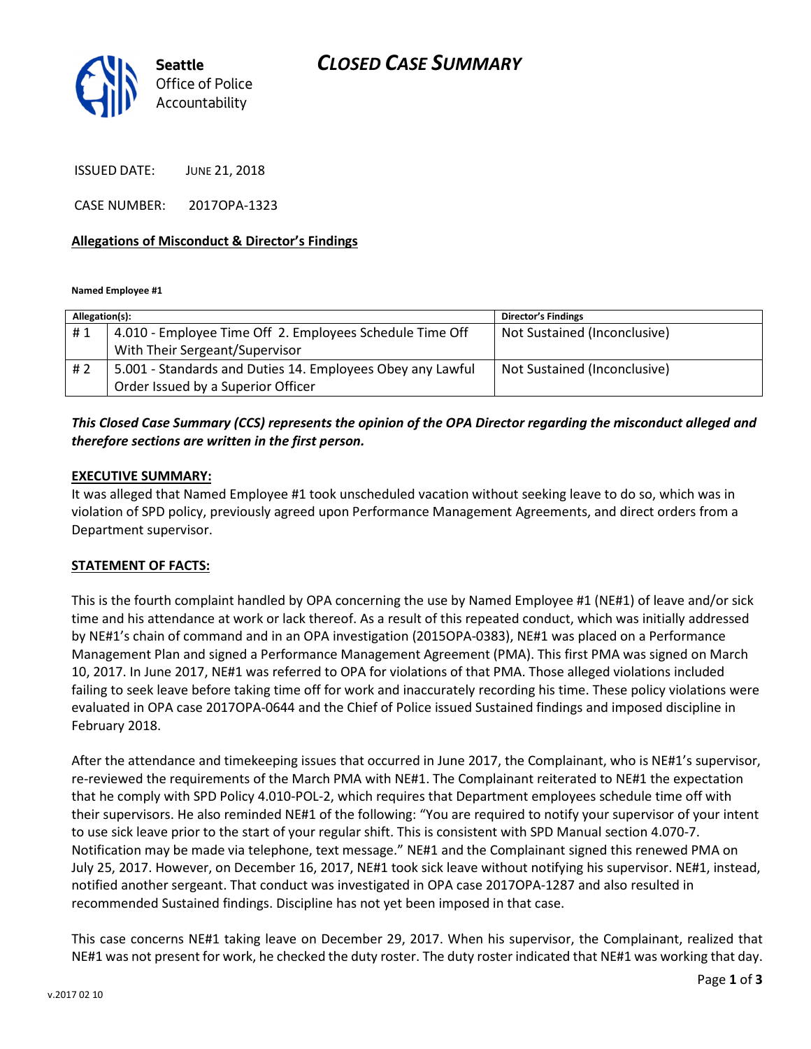**Seattle**
Office of Police
Accountability

# *CLOSED CASE SUMMARY*

ISSUED DATE: JUNE 21, 2018

CASE NUMBER: 2017OPA-1323

### Allegations of Misconduct & Director's Findings

**Named Employee #1**

| Allegation(s): | | Director's Findings |
|---|---|---|
| # 1 | 4.010 - Employee Time Off 2. Employees Schedule Time Off With Their Sergeant/Supervisor | Not Sustained (Inconclusive) |
| # 2 | 5.001 - Standards and Duties 14. Employees Obey any Lawful Order Issued by a Superior Officer | Not Sustained (Inconclusive) |

***This Closed Case Summary (CCS) represents the opinion of the OPA Director regarding the misconduct alleged and therefore sections are written in the first person.***

### EXECUTIVE SUMMARY:

It was alleged that Named Employee #1 took unscheduled vacation without seeking leave to do so, which was in violation of SPD policy, previously agreed upon Performance Management Agreements, and direct orders from a Department supervisor.

### STATEMENT OF FACTS:

This is the fourth complaint handled by OPA concerning the use by Named Employee #1 (NE#1) of leave and/or sick time and his attendance at work or lack thereof. As a result of this repeated conduct, which was initially addressed by NE#1's chain of command and in an OPA investigation (2015OPA-0383), NE#1 was placed on a Performance Management Plan and signed a Performance Management Agreement (PMA). This first PMA was signed on March 10, 2017. In June 2017, NE#1 was referred to OPA for violations of that PMA. Those alleged violations included failing to seek leave before taking time off for work and inaccurately recording his time. These policy violations were evaluated in OPA case 2017OPA-0644 and the Chief of Police issued Sustained findings and imposed discipline in February 2018.

After the attendance and timekeeping issues that occurred in June 2017, the Complainant, who is NE#1's supervisor, re-reviewed the requirements of the March PMA with NE#1. The Complainant reiterated to NE#1 the expectation that he comply with SPD Policy 4.010-POL-2, which requires that Department employees schedule time off with their supervisors. He also reminded NE#1 of the following: "You are required to notify your supervisor of your intent to use sick leave prior to the start of your regular shift. This is consistent with SPD Manual section 4.070-7. Notification may be made via telephone, text message." NE#1 and the Complainant signed this renewed PMA on July 25, 2017. However, on December 16, 2017, NE#1 took sick leave without notifying his supervisor. NE#1, instead, notified another sergeant. That conduct was investigated in OPA case 2017OPA-1287 and also resulted in recommended Sustained findings. Discipline has not yet been imposed in that case.

This case concerns NE#1 taking leave on December 29, 2017. When his supervisor, the Complainant, realized that NE#1 was not present for work, he checked the duty roster. The duty roster indicated that NE#1 was working that day.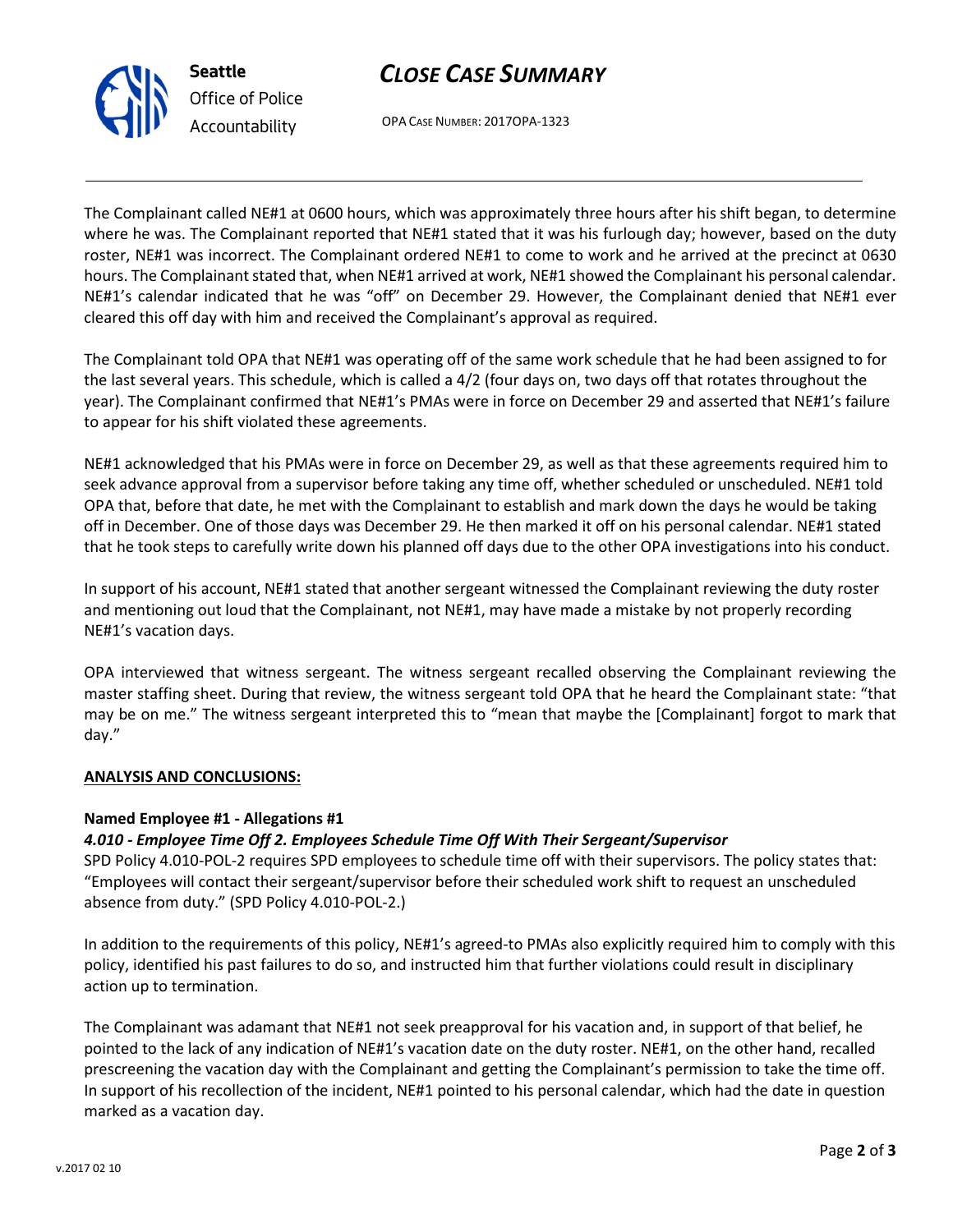The Complainant called NE#1 at 0600 hours, which was approximately three hours after his shift began, to determine where he was. The Complainant reported that NE#1 stated that it was his furlough day; however, based on the duty roster, NE#1 was incorrect. The Complainant ordered NE#1 to come to work and he arrived at the precinct at 0630 hours. The Complainant stated that, when NE#1 arrived at work, NE#1 showed the Complainant his personal calendar. NE#1's calendar indicated that he was "off" on December 29. However, the Complainant denied that NE#1 ever cleared this off day with him and received the Complainant's approval as required.

The Complainant told OPA that NE#1 was operating off of the same work schedule that he had been assigned to for the last several years. This schedule, which is called a 4/2 (four days on, two days off that rotates throughout the year). The Complainant confirmed that NE#1's PMAs were in force on December 29 and asserted that NE#1's failure to appear for his shift violated these agreements.

NE#1 acknowledged that his PMAs were in force on December 29, as well as that these agreements required him to seek advance approval from a supervisor before taking any time off, whether scheduled or unscheduled. NE#1 told OPA that, before that date, he met with the Complainant to establish and mark down the days he would be taking off in December. One of those days was December 29. He then marked it off on his personal calendar. NE#1 stated that he took steps to carefully write down his planned off days due to the other OPA investigations into his conduct.

In support of his account, NE#1 stated that another sergeant witnessed the Complainant reviewing the duty roster and mentioning out loud that the Complainant, not NE#1, may have made a mistake by not properly recording NE#1's vacation days.

OPA interviewed that witness sergeant. The witness sergeant recalled observing the Complainant reviewing the master staffing sheet. During that review, the witness sergeant told OPA that he heard the Complainant state: "that may be on me." The witness sergeant interpreted this to "mean that maybe the [Complainant] forgot to mark that day."

**ANALYSIS AND CONCLUSIONS:**

**Named Employee #1 - Allegations #1**

***4.010 - Employee Time Off 2. Employees Schedule Time Off With Their Sergeant/Supervisor***

SPD Policy 4.010-POL-2 requires SPD employees to schedule time off with their supervisors. The policy states that: "Employees will contact their sergeant/supervisor before their scheduled work shift to request an unscheduled absence from duty." (SPD Policy 4.010-POL-2.)

In addition to the requirements of this policy, NE#1's agreed-to PMAs also explicitly required him to comply with this policy, identified his past failures to do so, and instructed him that further violations could result in disciplinary action up to termination.

The Complainant was adamant that NE#1 not seek preapproval for his vacation and, in support of that belief, he pointed to the lack of any indication of NE#1's vacation date on the duty roster. NE#1, on the other hand, recalled prescreening the vacation day with the Complainant and getting the Complainant's permission to take the time off. In support of his recollection of the incident, NE#1 pointed to his personal calendar, which had the date in question marked as a vacation day.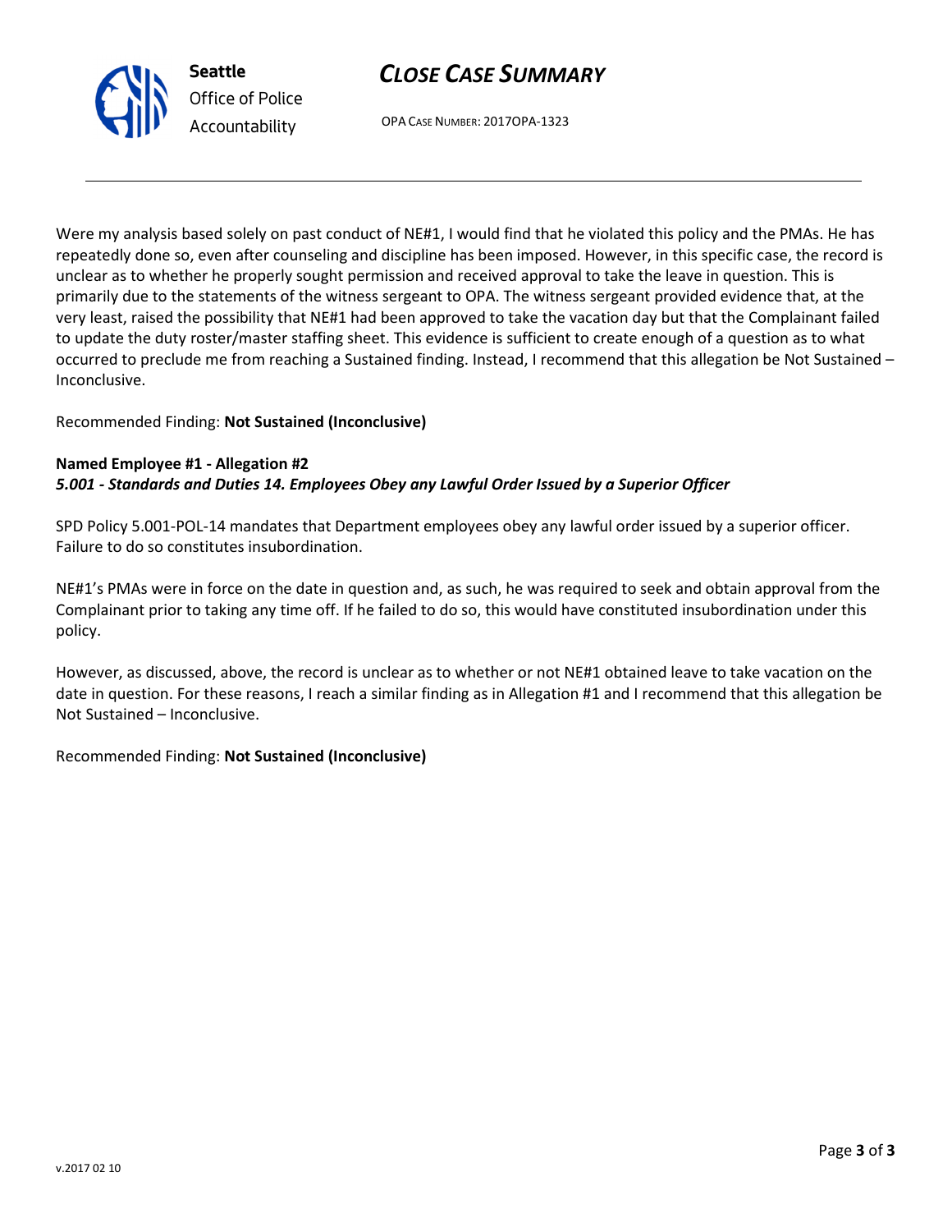Were my analysis based solely on past conduct of NE#1, I would find that he violated this policy and the PMAs. He has repeatedly done so, even after counseling and discipline has been imposed. However, in this specific case, the record is unclear as to whether he properly sought permission and received approval to take the leave in question. This is primarily due to the statements of the witness sergeant to OPA. The witness sergeant provided evidence that, at the very least, raised the possibility that NE#1 had been approved to take the vacation day but that the Complainant failed to update the duty roster/master staffing sheet. This evidence is sufficient to create enough of a question as to what occurred to preclude me from reaching a Sustained finding. Instead, I recommend that this allegation be Not Sustained – Inconclusive.

Recommended Finding: **Not Sustained (Inconclusive)**

**Named Employee #1 - Allegation #2**
***5.001 - Standards and Duties 14. Employees Obey any Lawful Order Issued by a Superior Officer***

SPD Policy 5.001-POL-14 mandates that Department employees obey any lawful order issued by a superior officer. Failure to do so constitutes insubordination.

NE#1's PMAs were in force on the date in question and, as such, he was required to seek and obtain approval from the Complainant prior to taking any time off. If he failed to do so, this would have constituted insubordination under this policy.

However, as discussed, above, the record is unclear as to whether or not NE#1 obtained leave to take vacation on the date in question. For these reasons, I reach a similar finding as in Allegation #1 and I recommend that this allegation be Not Sustained – Inconclusive.

Recommended Finding: **Not Sustained (Inconclusive)**